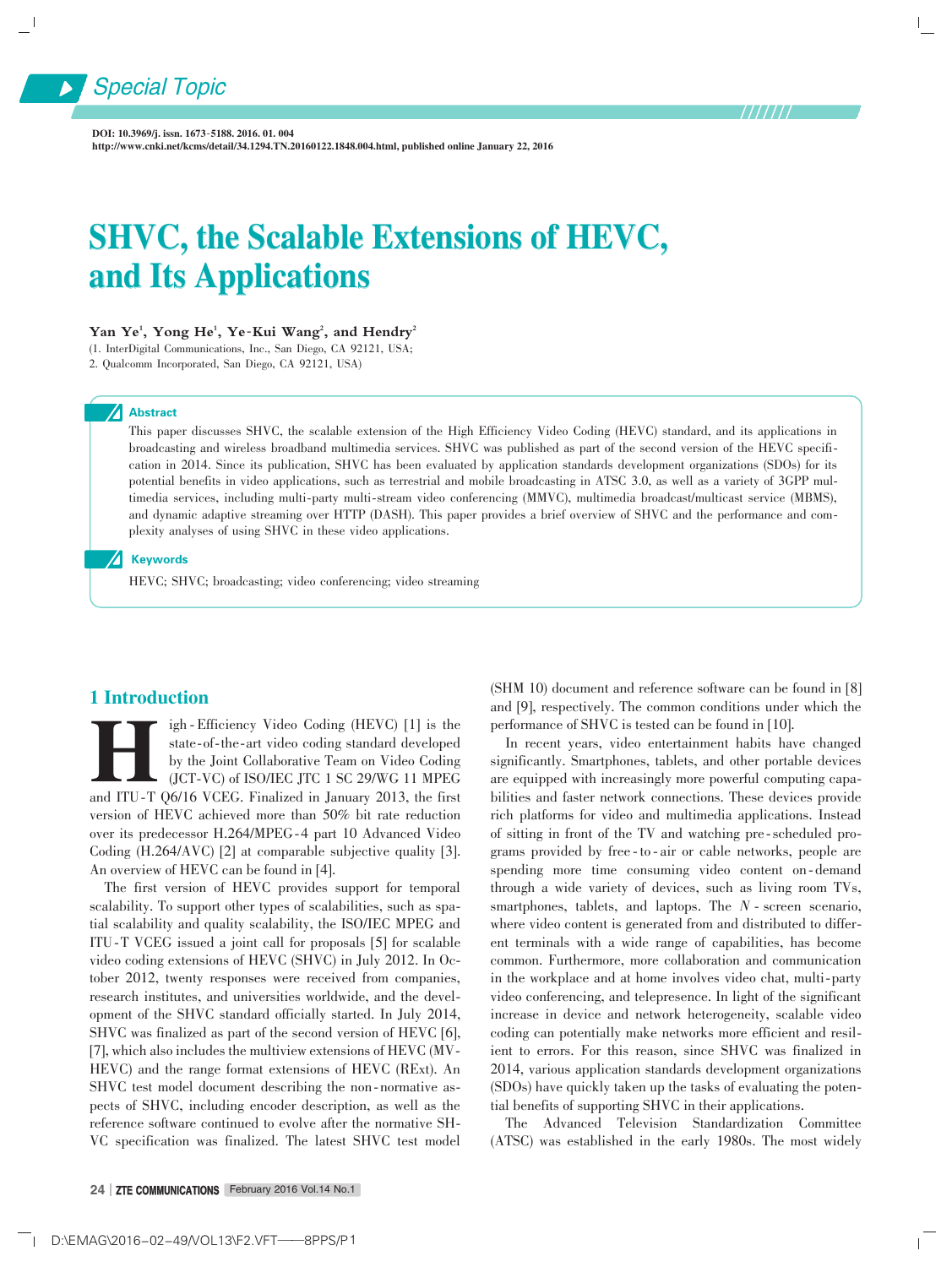Special Topic

DOI: 10.3969/j. issn. 1673-5188. 2016. 01. 004
http://www.cnki.net/kcms/detail/34.1294.TN.20160122.1848.004.html, published online January 22, 2016

# SHVC, the Scalable Extensions of HEVC, and Its Applications

**Yan Ye[1], Yong He[1], Ye-Kui Wang[2], and Hendry[2]**

(1. InterDigital Communications, Inc., San Diego, CA 92121, USA;
2. Qualcomm Incorporated, San Diego, CA 92121, USA)

## Abstract

This paper discusses SHVC, the scalable extension of the High Efficiency Video Coding (HEVC) standard, and its applications in broadcasting and wireless broadband multimedia services. SHVC was published as part of the second version of the HEVC specification in 2014. Since its publication, SHVC has been evaluated by application standards development organizations (SDOs) for its potential benefits in video applications, such as terrestrial and mobile broadcasting in ATSC 3.0, as well as a variety of 3GPP multimedia services, including multi-party multi-stream video conferencing (MMVC), multimedia broadcast/multicast service (MBMS), and dynamic adaptive streaming over HTTP (DASH). This paper provides a brief overview of SHVC and the performance and complexity analyses of using SHVC in these video applications.

## Keywords

HEVC; SHVC; broadcasting; video conferencing; video streaming

## 1 Introduction

High-Efficiency Video Coding (HEVC) [1] is the state-of-the-art video coding standard developed by the Joint Collaborative Team on Video Coding (JCT-VC) of ISO/IEC JTC 1 SC 29/WG 11 MPEG and ITU-T Q6/16 VCEG. Finalized in January 2013, the first version of HEVC achieved more than 50% bit rate reduction over its predecessor H.264/MPEG-4 part 10 Advanced Video Coding (H.264/AVC) [2] at comparable subjective quality [3]. An overview of HEVC can be found in [4].

The first version of HEVC provides support for temporal scalability. To support other types of scalabilities, such as spatial scalability and quality scalability, the ISO/IEC MPEG and ITU-T VCEG issued a joint call for proposals [5] for scalable video coding extensions of HEVC (SHVC) in July 2012. In October 2012, twenty responses were received from companies, research institutes, and universities worldwide, and the development of the SHVC standard officially started. In July 2014, SHVC was finalized as part of the second version of HEVC [6], [7], which also includes the multiview extensions of HEVC (MV-HEVC) and the range format extensions of HEVC (RExt). An SHVC test model document describing the non-normative aspects of SHVC, including encoder description, as well as the reference software continued to evolve after the normative SHVC specification was finalized. The latest SHVC test model (SHM 10) document and reference software can be found in [8] and [9], respectively. The common conditions under which the performance of SHVC is tested can be found in [10].

In recent years, video entertainment habits have changed significantly. Smartphones, tablets, and other portable devices are equipped with increasingly more powerful computing capabilities and faster network connections. These devices provide rich platforms for video and multimedia applications. Instead of sitting in front of the TV and watching pre-scheduled programs provided by free-to-air or cable networks, people are spending more time consuming video content on-demand through a wide variety of devices, such as living room TVs, smartphones, tablets, and laptops. The *N*-screen scenario, where video content is generated from and distributed to different terminals with a wide range of capabilities, has become common. Furthermore, more collaboration and communication in the workplace and at home involves video chat, multi-party video conferencing, and telepresence. In light of the significant increase in device and network heterogeneity, scalable video coding can potentially make networks more efficient and resilient to errors. For this reason, since SHVC was finalized in 2014, various application standards development organizations (SDOs) have quickly taken up the tasks of evaluating the potential benefits of supporting SHVC in their applications.

The Advanced Television Standardization Committee (ATSC) was established in the early 1980s. The most widely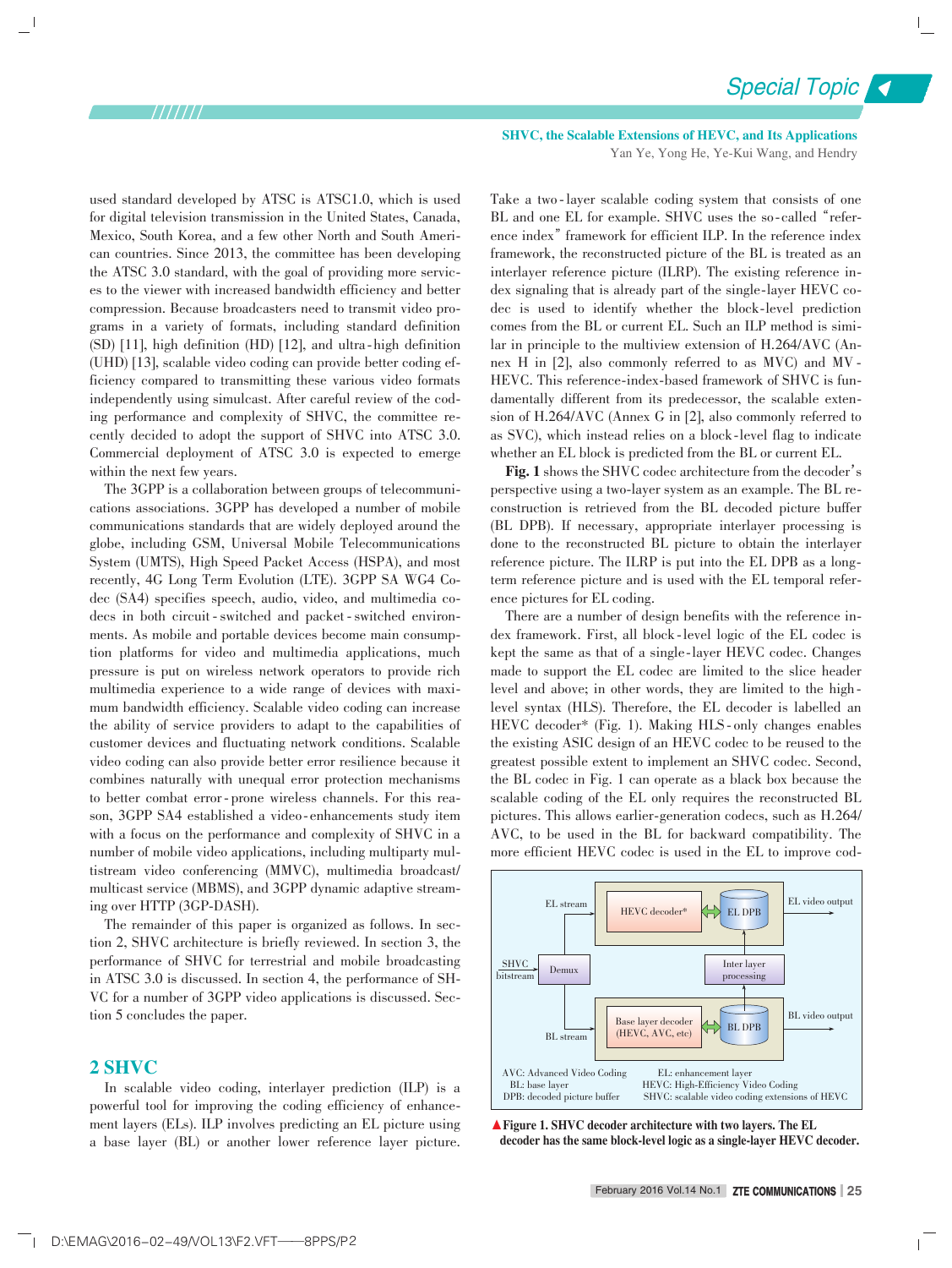used standard developed by ATSC is ATSC1.0, which is used for digital television transmission in the United States, Canada, Mexico, South Korea, and a few other North and South American countries. Since 2013, the committee has been developing the ATSC 3.0 standard, with the goal of providing more services to the viewer with increased bandwidth efficiency and better compression. Because broadcasters need to transmit video programs in a variety of formats, including standard definition (SD) [11], high definition (HD) [12], and ultra-high definition (UHD) [13], scalable video coding can provide better coding efficiency compared to transmitting these various video formats independently using simulcast. After careful review of the coding performance and complexity of SHVC, the committee recently decided to adopt the support of SHVC into ATSC 3.0. Commercial deployment of ATSC 3.0 is expected to emerge within the next few years.

The 3GPP is a collaboration between groups of telecommunications associations. 3GPP has developed a number of mobile communications standards that are widely deployed around the globe, including GSM, Universal Mobile Telecommunications System (UMTS), High Speed Packet Access (HSPA), and most recently, 4G Long Term Evolution (LTE). 3GPP SA WG4 Codec (SA4) specifies speech, audio, video, and multimedia codecs in both circuit-switched and packet-switched environments. As mobile and portable devices become main consumption platforms for video and multimedia applications, much pressure is put on wireless network operators to provide rich multimedia experience to a wide range of devices with maximum bandwidth efficiency. Scalable video coding can increase the ability of service providers to adapt to the capabilities of customer devices and fluctuating network conditions. Scalable video coding can also provide better error resilience because it combines naturally with unequal error protection mechanisms to better combat error-prone wireless channels. For this reason, 3GPP SA4 established a video-enhancements study item with a focus on the performance and complexity of SHVC in a number of mobile video applications, including multiparty multistream video conferencing (MMVC), multimedia broadcast/multicast service (MBMS), and 3GPP dynamic adaptive streaming over HTTP (3GP-DASH).

The remainder of this paper is organized as follows. In section 2, SHVC architecture is briefly reviewed. In section 3, the performance of SHVC for terrestrial and mobile broadcasting in ATSC 3.0 is discussed. In section 4, the performance of SHVC for a number of 3GPP video applications is discussed. Section 5 concludes the paper.

## 2 SHVC

In scalable video coding, interlayer prediction (ILP) is a powerful tool for improving the coding efficiency of enhancement layers (ELs). ILP involves predicting an EL picture using a base layer (BL) or another lower reference layer picture. Take a two-layer scalable coding system that consists of one BL and one EL for example. SHVC uses the so-called "reference index" framework for efficient ILP. In the reference index framework, the reconstructed picture of the BL is treated as an interlayer reference picture (ILRP). The existing reference index signaling that is already part of the single-layer HEVC codec is used to identify whether the block-level prediction comes from the BL or current EL. Such an ILP method is similar in principle to the multiview extension of H.264/AVC (Annex H in [2], also commonly referred to as MVC) and MV-HEVC. This reference-index-based framework of SHVC is fundamentally different from its predecessor, the scalable extension of H.264/AVC (Annex G in [2], also commonly referred to as SVC), which instead relies on a block-level flag to indicate whether an EL block is predicted from the BL or current EL.

**Fig. 1** shows the SHVC codec architecture from the decoder's perspective using a two-layer system as an example. The BL reconstruction is retrieved from the BL decoded picture buffer (BL DPB). If necessary, appropriate interlayer processing is done to the reconstructed BL picture to obtain the interlayer reference picture. The ILRP is put into the EL DPB as a long-term reference picture and is used with the EL temporal reference pictures for EL coding.

There are a number of design benefits with the reference index framework. First, all block-level logic of the EL codec is kept the same as that of a single-layer HEVC codec. Changes made to support the EL codec are limited to the slice header level and above; in other words, they are limited to the high-level syntax (HLS). Therefore, the EL decoder is labelled an HEVC decoder* (Fig. 1). Making HLS-only changes enables the existing ASIC design of an HEVC codec to be reused to the greatest possible extent to implement an SHVC codec. Second, the BL codec in Fig. 1 can operate as a black box because the scalable coding of the EL only requires the reconstructed BL pictures. This allows earlier-generation codecs, such as H.264/AVC, to be used in the BL for backward compatibility. The more efficient HEVC codec is used in the EL to improve cod-

EL stream | HEVC decoder* | EL DPB | EL video output | SHVC bitstream | Demux | Inter layer processing | BL stream | Base layer decoder (HEVC, AVC, etc) | BL DPB | BL video output

AVC: Advanced Video Coding
BL: base layer
DPB: decoded picture buffer
EL: enhancement layer
HEVC: High-Efficiency Video Coding
SHVC: scalable video coding extensions of HEVC

▲**Figure 1. SHVC decoder architecture with two layers. The EL decoder has the same block-level logic as a single-layer HEVC decoder.**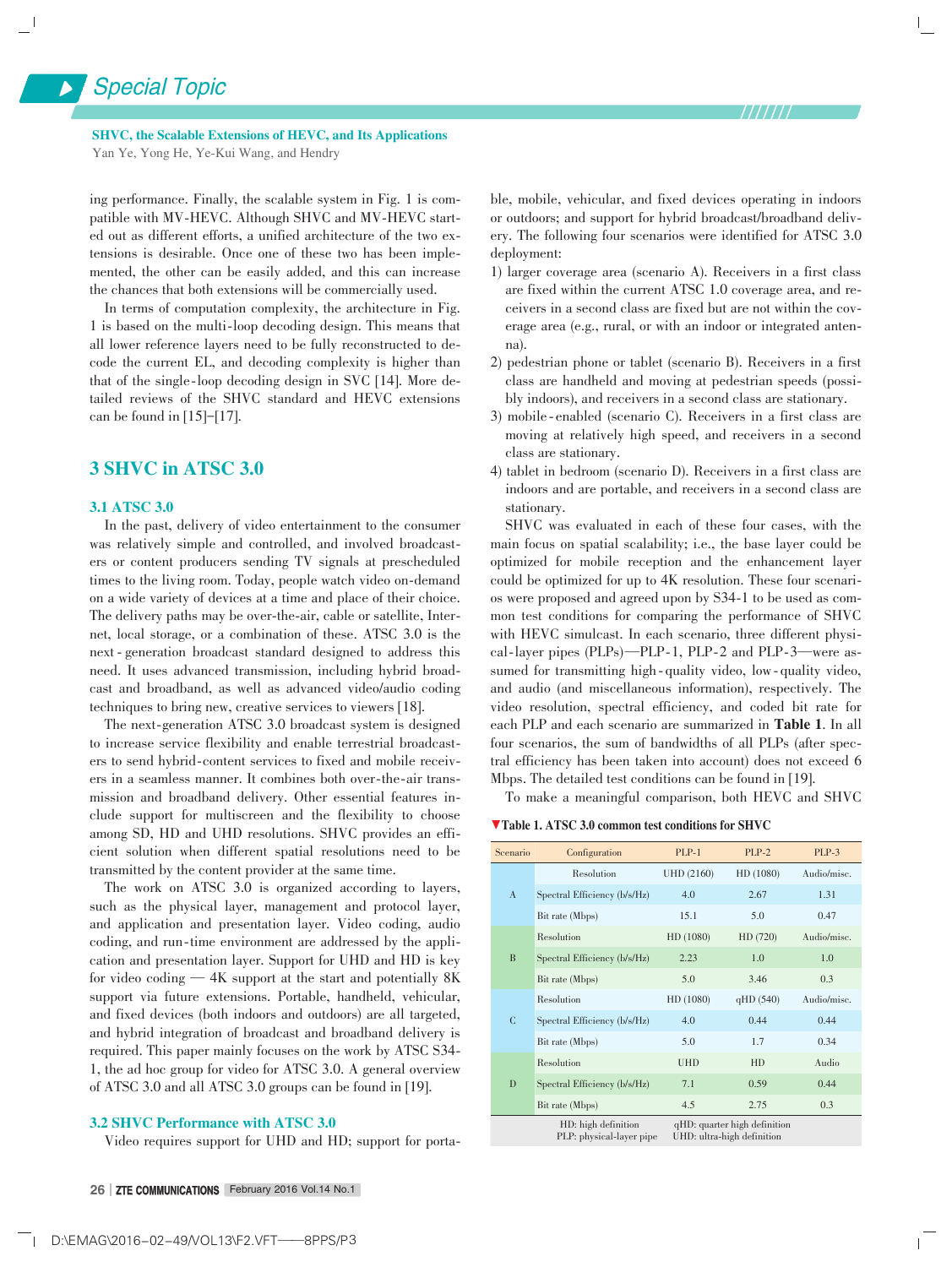ing performance. Finally, the scalable system in Fig. 1 is compatible with MV-HEVC. Although SHVC and MV-HEVC started out as different efforts, a unified architecture of the two extensions is desirable. Once one of these two has been implemented, the other can be easily added, and this can increase the chances that both extensions will be commercially used.

In terms of computation complexity, the architecture in Fig. 1 is based on the multi-loop decoding design. This means that all lower reference layers need to be fully reconstructed to decode the current EL, and decoding complexity is higher than that of the single-loop decoding design in SVC [14]. More detailed reviews of the SHVC standard and HEVC extensions can be found in [15]–[17].

## 3 SHVC in ATSC 3.0

### 3.1 ATSC 3.0

In the past, delivery of video entertainment to the consumer was relatively simple and controlled, and involved broadcasters or content producers sending TV signals at prescheduled times to the living room. Today, people watch video on-demand on a wide variety of devices at a time and place of their choice. The delivery paths may be over-the-air, cable or satellite, Internet, local storage, or a combination of these. ATSC 3.0 is the next-generation broadcast standard designed to address this need. It uses advanced transmission, including hybrid broadcast and broadband, as well as advanced video/audio coding techniques to bring new, creative services to viewers [18].

The next-generation ATSC 3.0 broadcast system is designed to increase service flexibility and enable terrestrial broadcasters to send hybrid-content services to fixed and mobile receivers in a seamless manner. It combines both over-the-air transmission and broadband delivery. Other essential features include support for multiscreen and the flexibility to choose among SD, HD and UHD resolutions. SHVC provides an efficient solution when different spatial resolutions need to be transmitted by the content provider at the same time.

The work on ATSC 3.0 is organized according to layers, such as the physical layer, management and protocol layer, and application and presentation layer. Video coding, audio coding, and run-time environment are addressed by the application and presentation layer. Support for UHD and HD is key for video coding — 4K support at the start and potentially 8K support via future extensions. Portable, handheld, vehicular, and fixed devices (both indoors and outdoors) are all targeted, and hybrid integration of broadcast and broadband delivery is required. This paper mainly focuses on the work by ATSC S34-1, the ad hoc group for video for ATSC 3.0. A general overview of ATSC 3.0 and all ATSC 3.0 groups can be found in [19].

### 3.2 SHVC Performance with ATSC 3.0

Video requires support for UHD and HD; support for portable, mobile, vehicular, and fixed devices operating in indoors or outdoors; and support for hybrid broadcast/broadband delivery. The following four scenarios were identified for ATSC 3.0 deployment:

1) larger coverage area (scenario A). Receivers in a first class are fixed within the current ATSC 1.0 coverage area, and receivers in a second class are fixed but are not within the coverage area (e.g., rural, or with an indoor or integrated antenna).
2) pedestrian phone or tablet (scenario B). Receivers in a first class are handheld and moving at pedestrian speeds (possibly indoors), and receivers in a second class are stationary.
3) mobile-enabled (scenario C). Receivers in a first class are moving at relatively high speed, and receivers in a second class are stationary.
4) tablet in bedroom (scenario D). Receivers in a first class are indoors and are portable, and receivers in a second class are stationary.

SHVC was evaluated in each of these four cases, with the main focus on spatial scalability; i.e., the base layer could be optimized for mobile reception and the enhancement layer could be optimized for up to 4K resolution. These four scenarios were proposed and agreed upon by S34-1 to be used as common test conditions for comparing the performance of SHVC with HEVC simulcast. In each scenario, three different physical-layer pipes (PLPs)—PLP-1, PLP-2 and PLP-3—were assumed for transmitting high-quality video, low-quality video, and audio (and miscellaneous information), respectively. The video resolution, spectral efficiency, and coded bit rate for each PLP and each scenario are summarized in **Table 1**. In all four scenarios, the sum of bandwidths of all PLPs (after spectral efficiency has been taken into account) does not exceed 6 Mbps. The detailed test conditions can be found in [19].

To make a meaningful comparison, both HEVC and SHVC

**Table 1. ATSC 3.0 common test conditions for SHVC**

| Scenario | Configuration | PLP-1 | PLP-2 | PLP-3 |
|---|---|---|---|---|
| A | Resolution | UHD (2160) | HD (1080) | Audio/misc. |
| | Spectral Efficiency (b/s/Hz) | 4.0 | 2.67 | 1.31 |
| | Bit rate (Mbps) | 15.1 | 5.0 | 0.47 |
| B | Resolution | HD (1080) | HD (720) | Audio/misc. |
| | Spectral Efficiency (b/s/Hz) | 2.23 | 1.0 | 1.0 |
| | Bit rate (Mbps) | 5.0 | 3.46 | 0.3 |
| C | Resolution | HD (1080) | qHD (540) | Audio/misc. |
| | Spectral Efficiency (b/s/Hz) | 4.0 | 0.44 | 0.44 |
| | Bit rate (Mbps) | 5.0 | 1.7 | 0.34 |
| D | Resolution | UHD | HD | Audio |
| | Spectral Efficiency (b/s/Hz) | 7.1 | 0.59 | 0.44 |
| | Bit rate (Mbps) | 4.5 | 2.75 | 0.3 |

HD: high definition; qHD: quarter high definition; PLP: physical-layer pipe; UHD: ultra-high definition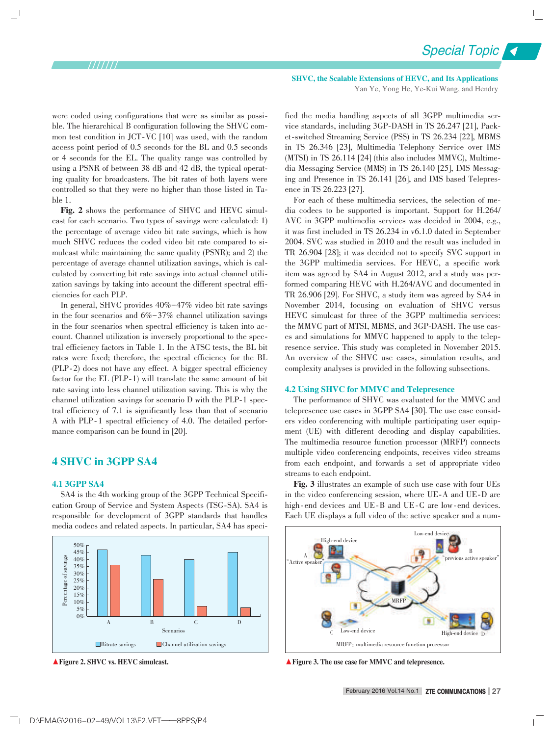were coded using configurations that were as similar as possible. The hierarchical B configuration following the SHVC common test condition in JCT-VC [10] was used, with the random access point period of 0.5 seconds for the BL and 0.5 seconds or 4 seconds for the EL. The quality range was controlled by using a PSNR of between 38 dB and 42 dB, the typical operating quality for broadcasters. The bit rates of both layers were controlled so that they were no higher than those listed in Table 1.

**Fig. 2** shows the performance of SHVC and HEVC simulcast for each scenario. Two types of savings were calculated: 1) the percentage of average video bit rate savings, which is how much SHVC reduces the coded video bit rate compared to simulcast while maintaining the same quality (PSNR); and 2) the percentage of average channel utilization savings, which is calculated by converting bit rate savings into actual channel utilization savings by taking into account the different spectral efficiencies for each PLP.

In general, SHVC provides 40%−47% video bit rate savings in the four scenarios and 6%−37% channel utilization savings in the four scenarios when spectral efficiency is taken into account. Channel utilization is inversely proportional to the spectral efficiency factors in Table 1. In the ATSC tests, the BL bit rates were fixed; therefore, the spectral efficiency for the BL (PLP-2) does not have any effect. A bigger spectral efficiency factor for the EL (PLP-1) will translate the same amount of bit rate saving into less channel utilization saving. This is why the channel utilization savings for scenario D with the PLP-1 spectral efficiency of 7.1 is significantly less than that of scenario A with PLP-1 spectral efficiency of 4.0. The detailed performance comparison can be found in [20].

▲Figure 2. SHVC vs. HEVC simulcast.

## 4 SHVC in 3GPP SA4

### 4.1 3GPP SA4

SA4 is the 4th working group of the 3GPP Technical Specification Group of Service and System Aspects (TSG-SA). SA4 is responsible for development of 3GPP standards that handles media codecs and related aspects. In particular, SA4 has specified the media handling aspects of all 3GPP multimedia service standards, including 3GP-DASH in TS 26.247 [21], Packet-switched Streaming Service (PSS) in TS 26.234 [22], MBMS in TS 26.346 [23], Multimedia Telephony Service over IMS (MTSI) in TS 26.114 [24] (this also includes MMVC), Multimedia Messaging Service (MMS) in TS 26.140 [25], IMS Messaging and Presence in TS 26.141 [26], and IMS based Telepresence in TS 26.223 [27].

For each of these multimedia services, the selection of media codecs to be supported is important. Support for H.264/AVC in 3GPP multimedia services was decided in 2004, e.g., it was first included in TS 26.234 in v6.1.0 dated in September 2004. SVC was studied in 2010 and the result was included in TR 26.904 [28]; it was decided not to specify SVC support in the 3GPP multimedia services. For HEVC, a specific work item was agreed by SA4 in August 2012, and a study was performed comparing HEVC with H.264/AVC and documented in TR 26.906 [29]. For SHVC, a study item was agreed by SA4 in November 2014, focusing on evaluation of SHVC versus HEVC simulcast for three of the 3GPP multimedia services: the MMVC part of MTSI, MBMS, and 3GP-DASH. The use cases and simulations for MMVC happened to apply to the telepresence service. This study was completed in November 2015. An overview of the SHVC use cases, simulation results, and complexity analyses is provided in the following subsections.

### 4.2 Using SHVC for MMVC and Telepresence

The performance of SHVC was evaluated for the MMVC and telepresence use cases in 3GPP SA4 [30]. The use case considers video conferencing with multiple participating user equipment (UE) with different decoding and display capabilities. The multimedia resource function processor (MRFP) connects multiple video conferencing endpoints, receives video streams from each endpoint, and forwards a set of appropriate video streams to each endpoint.

**Fig. 3** illustrates an example of such use case with four UEs in the video conferencing session, where UE-A and UE-D are high-end devices and UE-B and UE-C are low-end devices. Each UE displays a full video of the active speaker and a num-

▲Figure 3. The use case for MMVC and telepresence.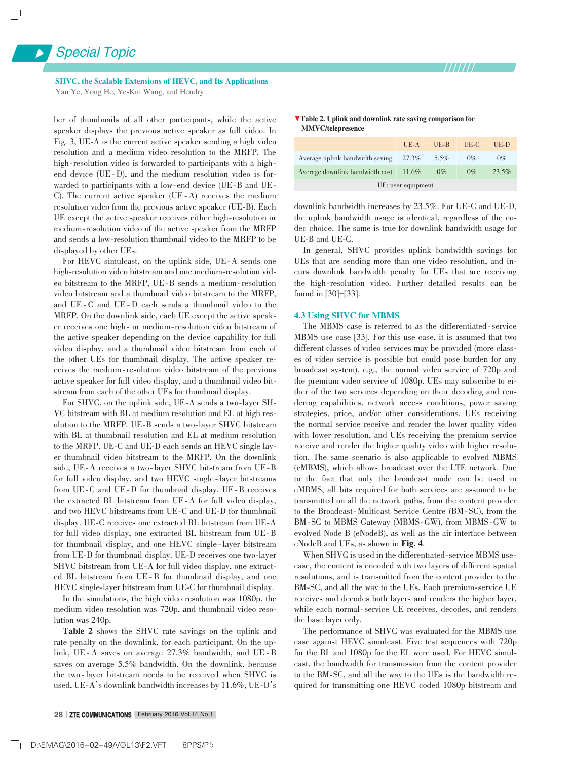ber of thumbnails of all other participants, while the active speaker displays the previous active speaker as full video. In Fig. 3, UE-A is the current active speaker sending a high video resolution and a medium video resolution to the MRFP. The high-resolution video is forwarded to participants with a high-end device (UE-D), and the medium resolution video is forwarded to participants with a low-end device (UE-B and UE-C). The current active speaker (UE-A) receives the medium resolution video from the previous active speaker (UE-B). Each UE except the active speaker receives either high-resolution or medium-resolution video of the active speaker from the MRFP and sends a low-resolution thumbnail video to the MRFP to be displayed by other UEs.

For HEVC simulcast, on the uplink side, UE-A sends one high-resolution video bitstream and one medium-resolution video bitstream to the MRFP, UE-B sends a medium-resolution video bitstream and a thumbnail video bitstream to the MRFP, and UE-C and UE-D each sends a thumbnail video to the MRFP. On the downlink side, each UE except the active speaker receives one high- or medium-resolution video bitstream of the active speaker depending on the device capability for full video display, and a thumbnail video bitstream from each of the other UEs for thumbnail display. The active speaker receives the medium-resolution video bitstream of the previous active speaker for full video display, and a thumbnail video bitstream from each of the other UEs for thumbnail display.

For SHVC, on the uplink side, UE-A sends a two-layer SHVC bitstream with BL at medium resolution and EL at high resolution to the MRFP. UE-B sends a two-layer SHVC bitstream with BL at thumbnail resolution and EL at medium resolution to the MRFP. UE-C and UE-D each sends an HEVC single layer thumbnail video bitstream to the MRFP. On the downlink side, UE-A receives a two-layer SHVC bitstream from UE-B for full video display, and two HEVC single-layer bitstreams from UE-C and UE-D for thumbnail display. UE-B receives the extracted BL bitstream from UE-A for full video display, and two HEVC bitstreams from UE-C and UE-D for thumbnail display. UE-C receives one extracted BL bitstream from UE-A for full video display, one extracted BL bitstream from UE-B for thumbnail display, and one HEVC single-layer bitstream from UE-D for thumbnail display. UE-D receives one two-layer SHVC bitstream from UE-A for full video display, one extracted BL bitstream from UE-B for thumbnail display, and one HEVC single-layer bitstream from UE-C for thumbnail display.

In the simulations, the high video resolution was 1080p, the medium video resolution was 720p, and thumbnail video resolution was 240p.

**Table 2** shows the SHVC rate savings on the uplink and rate penalty on the downlink, for each participant. On the uplink, UE-A saves on average 27.3% bandwidth, and UE-B saves on average 5.5% bandwidth. On the downlink, because the two-layer bitstream needs to be received when SHVC is used, UE-A's downlink bandwidth increases by 11.6%, UE-D's downlink bandwidth increases by 23.5%. For UE-C and UE-D, the uplink bandwidth usage is identical, regardless of the codec choice. The same is true for downlink bandwidth usage for UE-B and UE-C.

**Table 2. Uplink and downlink rate saving comparison for MMVC/telepresence**

| | UE-A | UE-B | UE-C | UE-D |
|---|---|---|---|---|
| Average uplink bandwidth saving | 27.3% | 5.5% | 0% | 0% |
| Average downlink bandwidth cost | 11.6% | 0% | 0% | 23.5% |

UE: user equipment

In general, SHVC provides uplink bandwidth savings for UEs that are sending more than one video resolution, and incurs downlink bandwidth penalty for UEs that are receiving the high-resolution video. Further detailed results can be found in [30]–[33].

### 4.3 Using SHVC for MBMS

The MBMS case is referred to as the differentiated-service MBMS use case [33]. For this use case, it is assumed that two different classes of video services may be provided (more classes of video service is possible but could pose burden for any broadcast system), e.g., the normal video service of 720p and the premium video service of 1080p. UEs may subscribe to either of the two services depending on their decoding and rendering capabilities, network access conditions, power saving strategies, price, and/or other considerations. UEs receiving the normal service receive and render the lower quality video with lower resolution, and UEs receiving the premium service receive and render the higher quality video with higher resolution. The same scenario is also applicable to evolved MBMS (eMBMS), which allows broadcast over the LTE network. Due to the fact that only the broadcast mode can be used in eMBMS, all bits required for both services are assumed to be transmitted on all the network paths, from the content provider to the Broadcast-Multicast Service Centre (BM-SC), from the BM-SC to MBMS Gateway (MBMS-GW), from MBMS-GW to evolved Node B (eNodeB), as well as the air interface between eNodeB and UEs, as shown in **Fig. 4**.

When SHVC is used in the differentiated-service MBMS use-case, the content is encoded with two layers of different spatial resolutions, and is transmitted from the content provider to the BM-SC, and all the way to the UEs. Each premium-service UE receives and decodes both layers and renders the higher layer, while each normal-service UE receives, decodes, and renders the base layer only.

The performance of SHVC was evaluated for the MBMS use case against HEVC simulcast. Five test sequences with 720p for the BL and 1080p for the EL were used. For HEVC simulcast, the bandwidth for transmission from the content provider to the BM-SC, and all the way to the UEs is the bandwidth required for transmitting one HEVC coded 1080p bitstream and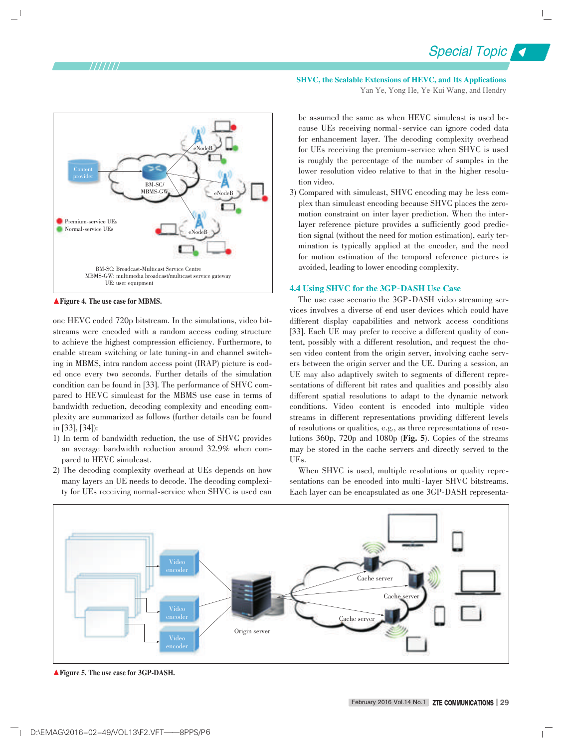▲Figure 4. The use case for MBMS.

one HEVC coded 720p bitstream. In the simulations, video bitstreams were encoded with a random access coding structure to achieve the highest compression efficiency. Furthermore, to enable stream switching or late tuning-in and channel switching in MBMS, intra random access point (IRAP) picture is coded once every two seconds. Further details of the simulation condition can be found in [33]. The performance of SHVC compared to HEVC simulcast for the MBMS use case in terms of bandwidth reduction, decoding complexity and encoding complexity are summarized as follows (further details can be found in [33], [34]):

1) In term of bandwidth reduction, the use of SHVC provides an average bandwidth reduction around 32.9% when compared to HEVC simulcast.
2) The decoding complexity overhead at UEs depends on how many layers an UE needs to decode. The decoding complexity for UEs receiving normal-service when SHVC is used can be assumed the same as when HEVC simulcast is used because UEs receiving normal-service can ignore coded data for enhancement layer. The decoding complexity overhead for UEs receiving the premium-service when SHVC is used is roughly the percentage of the number of samples in the lower resolution video relative to that in the higher resolution video.
3) Compared with simulcast, SHVC encoding may be less complex than simulcast encoding because SHVC places the zero-motion constraint on inter layer prediction. When the inter-layer reference picture provides a sufficiently good prediction signal (without the need for motion estimation), early termination is typically applied at the encoder, and the need for motion estimation of the temporal reference pictures is avoided, leading to lower encoding complexity.

### 4.4 Using SHVC for the 3GP-DASH Use Case

The use case scenario the 3GP-DASH video streaming services involves a diverse of end user devices which could have different display capabilities and network access conditions [33]. Each UE may prefer to receive a different quality of content, possibly with a different resolution, and request the chosen video content from the origin server, involving cache servers between the origin server and the UE. During a session, an UE may also adaptively switch to segments of different representations of different bit rates and qualities and possibly also different spatial resolutions to adapt to the dynamic network conditions. Video content is encoded into multiple video streams in different representations providing different levels of resolutions or qualities, e.g., as three representations of resolutions 360p, 720p and 1080p (**Fig. 5**). Copies of the streams may be stored in the cache servers and directly served to the UEs.

When SHVC is used, multiple resolutions or quality representations can be encoded into multi-layer SHVC bitstreams. Each layer can be encapsulated as one 3GP-DASH representa-

▲Figure 5. The use case for 3GP-DASH.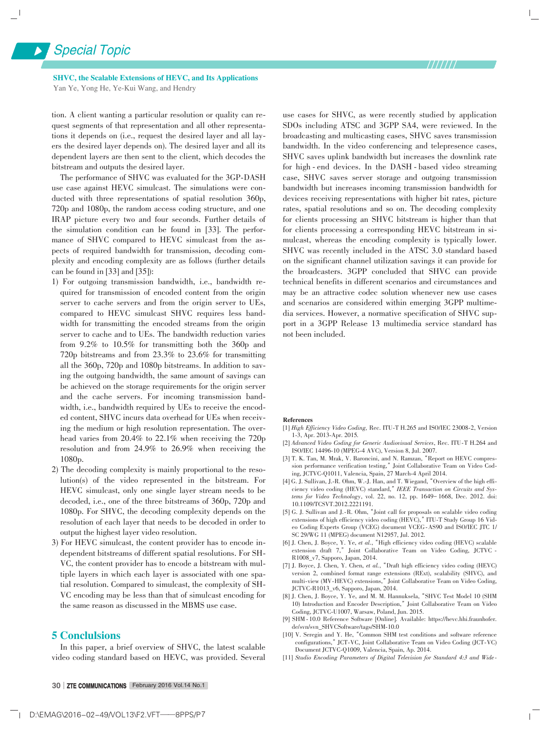tion. A client wanting a particular resolution or quality can request segments of that representation and all other representations it depends on (i.e., request the desired layer and all layers the desired layer depends on). The desired layer and all its dependent layers are then sent to the client, which decodes the bitstream and outputs the desired layer.

The performance of SHVC was evaluated for the 3GP-DASH use case against HEVC simulcast. The simulations were conducted with three representations of spatial resolution 360p, 720p and 1080p, the random access coding structure, and one IRAP picture every two and four seconds. Further details of the simulation condition can be found in [33]. The performance of SHVC compared to HEVC simulcast from the aspects of required bandwidth for transmission, decoding complexity and encoding complexity are as follows (further details can be found in [33] and [35]):

1) For outgoing transmission bandwidth, i.e., bandwidth required for transmission of encoded content from the origin server to cache servers and from the origin server to UEs, compared to HEVC simulcast SHVC requires less bandwidth for transmitting the encoded streams from the origin server to cache and to UEs. The bandwidth reduction varies from 9.2% to 10.5% for transmitting both the 360p and 720p bitstreams and from 23.3% to 23.6% for transmitting all the 360p, 720p and 1080p bitstreams. In addition to saving the outgoing bandwidth, the same amount of savings can be achieved on the storage requirements for the origin server and the cache servers. For incoming transmission bandwidth, i.e., bandwidth required by UEs to receive the encoded content, SHVC incurs data overhead for UEs when receiving the medium or high resolution representation. The overhead varies from 20.4% to 22.1% when receiving the 720p resolution and from 24.9% to 26.9% when receiving the 1080p.
2) The decoding complexity is mainly proportional to the resolution(s) of the video represented in the bitstream. For HEVC simulcast, only one single layer stream needs to be decoded, i.e., one of the three bitstreams of 360p, 720p and 1080p. For SHVC, the decoding complexity depends on the resolution of each layer that needs to be decoded in order to output the highest layer video resolution.
3) For HEVC simulcast, the content provider has to encode independent bitstreams of different spatial resolutions. For SHVC, the content provider has to encode a bitstream with multiple layers in which each layer is associated with one spatial resolution. Compared to simulcast, the complexity of SHVC encoding may be less than that of simulcast encoding for the same reason as discussed in the MBMS use case.

## 5 Conclusions

In this paper, a brief overview of SHVC, the latest scalable video coding standard based on HEVC, was provided. Several use cases for SHVC, as were recently studied by application SDOs including ATSC and 3GPP SA4, were reviewed. In the broadcasting and multicasting cases, SHVC saves transmission bandwidth. In the video conferencing and telepresence cases, SHVC saves uplink bandwidth but increases the downlink rate for high-end devices. In the DASH-based video streaming case, SHVC saves server storage and outgoing transmission bandwidth but increases incoming transmission bandwidth for devices receiving representations with higher bit rates, picture rates, spatial resolutions and so on. The decoding complexity for clients processing an SHVC bitstream is higher than that for clients processing a corresponding HEVC bitstream in simulcast, whereas the encoding complexity is typically lower. SHVC was recently included in the ATSC 3.0 standard based on the significant channel utilization savings it can provide for the broadcasters. 3GPP concluded that SHVC can provide technical benefits in different scenarios and circumstances and may be an attractive codec solution whenever new use cases and scenarios are considered within emerging 3GPP multimedia services. However, a normative specification of SHVC support in a 3GPP Release 13 multimedia service standard has not been included.

**References**

[1] *High Efficiency Video Coding*, Rec. ITU-T H.265 and ISO/IEC 23008-2, Version 1-3, Apr. 2013-Apr. 2015.

[2] *Advanced Video Coding for Generic Audiovisual Services*, Rec. ITU-T H.264 and ISO/IEC 14496-10 (MPEG-4 AVC), Version 8, Jul. 2007.

[3] T. K. Tan, M. Mrak, V. Baroncini, and N. Ramzan, "Report on HEVC compression performance verification testing," Joint Collaborative Team on Video Coding, JCTVC-Q1011, Valencia, Spain, 27 March-4 April 2014.

[4] G. J. Sullivan, J.-R. Ohm, W.-J. Han, and T. Wiegand, "Overview of the high efficiency video coding (HEVC) standard," *IEEE Transaction on Circuits and Systems for Video Technology*, vol. 22, no. 12, pp. 1649-1668, Dec. 2012. doi: 10.1109/TCSVT.2012.2221191.

[5] G. J. Sullivan and J.-R. Ohm, "Joint call for proposals on scalable video coding extensions of high efficiency video coding (HEVC)," ITU-T Study Group 16 Video Coding Experts Group (VCEG) document VCEG-AS90 and ISO/IEC JTC 1/SC 29/WG 11 (MPEG) document N12957, Jul. 2012.

[6] J. Chen, J. Boyce, Y. Ye, *et al.*, "High efficiency video coding (HEVC) scalable extension draft 7," Joint Collaborative Team on Video Coding, JCTVC-R1008_v7, Sapporo, Japan, 2014.

[7] J. Boyce, J. Chen, Y. Chen, *et al.*, "Draft high efficiency video coding (HEVC) version 2, combined format range extensions (RExt), scalability (SHVC), and multi-view (MV-HEVC) extensions," Joint Collaborative Team on Video Coding, JCTVC-R1013_v6, Sapporo, Japan, 2014.

[8] J. Chen, J. Boyce, Y. Ye, and M. M. Hannuksela, "SHVC Test Model 10 (SHM 10) Introduction and Encoder Description," Joint Collaborative Team on Video Coding, JCTVC-U1007, Warsaw, Poland, Jun. 2015.

[9] SHM-10.0 Reference Software [Online]. Available: https://hevc.hhi.fraunhofer.de/svn/svn_SHVCSoftware/tags/SHM-10.0

[10] V. Seregin and Y. He, "Common SHM test conditions and software reference configurations," JCT-VC, Joint Collaborative Team on Video Coding (JCT-VC) Document JCTVC-Q1009, Valencia, Spain, Ap. 2014.

[11] *Studio Encoding Parameters of Digital Television for Standard 4:3 and Wide-*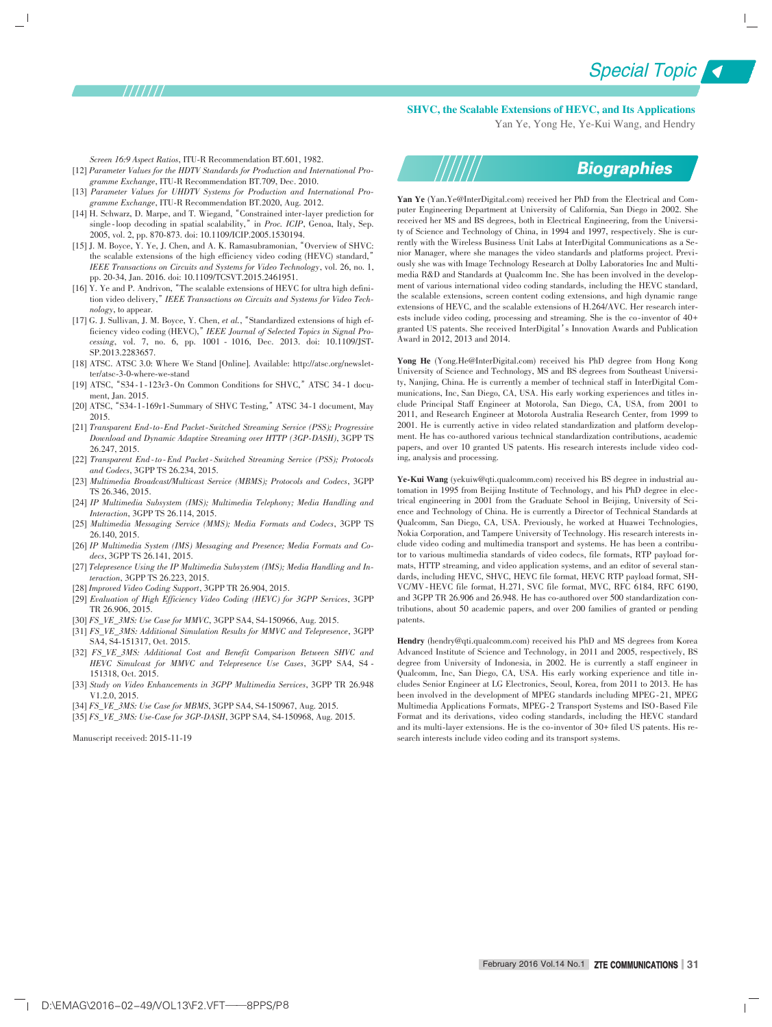*Screen 16:9 Aspect Ratios*, ITU-R Recommendation BT.601, 1982.

[12] *Parameter Values for the HDTV Standards for Production and International Programme Exchange*, ITU-R Recommendation BT.709, Dec. 2010.

[13] *Parameter Values for UHDTV Systems for Production and International Programme Exchange*, ITU-R Recommendation BT.2020, Aug. 2012.

[14] H. Schwarz, D. Marpe, and T. Wiegand, "Constrained inter-layer prediction for single-loop decoding in spatial scalability," in *Proc. ICIP*, Genoa, Italy, Sep. 2005, vol. 2, pp. 870-873. doi: 10.1109/ICIP.2005.1530194.

[15] J. M. Boyce, Y. Ye, J. Chen, and A. K. Ramasubramonian, "Overview of SHVC: the scalable extensions of the high efficiency video coding (HEVC) standard," *IEEE Transactions on Circuits and Systems for Video Technology*, vol. 26, no. 1, pp. 20-34, Jan. 2016. doi: 10.1109/TCSVT.2015.2461951.

[16] Y. Ye and P. Andrivon, "The scalable extensions of HEVC for ultra high definition video delivery," *IEEE Transactions on Circuits and Systems for Video Technology*, to appear.

[17] G. J. Sullivan, J. M. Boyce, Y. Chen, *et al.*, "Standardized extensions of high efficiency video coding (HEVC)," *IEEE Journal of Selected Topics in Signal Processing*, vol. 7, no. 6, pp. 1001 - 1016, Dec. 2013. doi: 10.1109/JSTSP.2013.2283657.

[18] ATSC. ATSC 3.0: Where We Stand [Online]. Available: http://atsc.org/newsletter/atsc-3-0-where-we-stand

[19] ATSC, "S34-1-123r3-On Common Conditions for SHVC," ATSC 34-1 document, Jan. 2015.

[20] ATSC, "S34-1-169r1-Summary of SHVC Testing," ATSC 34-1 document, May 2015.

[21] *Transparent End-to-End Packet-Switched Streaming Service (PSS); Progressive Download and Dynamic Adaptive Streaming over HTTP (3GP-DASH)*, 3GPP TS 26.247, 2015.

[22] *Transparent End-to-End Packet-Switched Streaming Service (PSS); Protocols and Codecs*, 3GPP TS 26.234, 2015.

[23] *Multimedia Broadcast/Multicast Service (MBMS); Protocols and Codecs*, 3GPP TS 26.346, 2015.

[24] *IP Multimedia Subsystem (IMS); Multimedia Telephony; Media Handling and Interaction*, 3GPP TS 26.114, 2015.

[25] *Multimedia Messaging Service (MMS); Media Formats and Codecs*, 3GPP TS 26.140, 2015.

[26] *IP Multimedia System (IMS) Messaging and Presence; Media Formats and Codecs*, 3GPP TS 26.141, 2015.

[27] *Telepresence Using the IP Multimedia Subsystem (IMS); Media Handling and Interaction*, 3GPP TS 26.223, 2015.

[28] *Improved Video Coding Support*, 3GPP TR 26.904, 2015.

[29] *Evaluation of High Efficiency Video Coding (HEVC) for 3GPP Services*, 3GPP TR 26.906, 2015.

[30] *FS_VE_3MS: Use Case for MMVC*, 3GPP SA4, S4-150966, Aug. 2015.

[31] *FS_VE_3MS: Additional Simulation Results for MMVC and Telepresence*, 3GPP SA4, S4-151317, Oct. 2015.

[32] *FS_VE_3MS: Additional Cost and Benefit Comparison Between SHVC and HEVC Simulcast for MMVC and Telepresence Use Cases*, 3GPP SA4, S4-151318, Oct. 2015.

[33] *Study on Video Enhancements in 3GPP Multimedia Services*, 3GPP TR 26.948 V1.2.0, 2015.

[34] *FS_VE_3MS: Use Case for MBMS*, 3GPP SA4, S4-150967, Aug. 2015.

[35] *FS_VE_3MS: Use-Case for 3GP-DASH*, 3GPP SA4, S4-150968, Aug. 2015.

Manuscript received: 2015-11-19

## Biographies

**Yan Ye** (Yan.Ye@InterDigital.com) received her PhD from the Electrical and Computer Engineering Department at University of California, San Diego in 2002. She received her MS and BS degrees, both in Electrical Engineering, from the University of Science and Technology of China, in 1994 and 1997, respectively. She is currently with the Wireless Business Unit Labs at InterDigital Communications as a Senior Manager, where she manages the video standards and platforms project. Previously she was with Image Technology Research at Dolby Laboratories Inc and Multimedia R&D and Standards at Qualcomm Inc. She has been involved in the development of various international video coding standards, including the HEVC standard, the scalable extensions, screen content coding extensions, and high dynamic range extensions of HEVC, and the scalable extensions of H.264/AVC. Her research interests include video coding, processing and streaming. She is the co-inventor of 40+ granted US patents. She received InterDigital's Innovation Awards and Publication Award in 2012, 2013 and 2014.

**Yong He** (Yong.He@InterDigital.com) received his PhD degree from Hong Kong University of Science and Technology, MS and BS degrees from Southeast University, Nanjing, China. He is currently a member of technical staff in InterDigital Communications, Inc, San Diego, CA, USA. His early working experiences and titles include Principal Staff Engineer at Motorola, San Diego, CA, USA, from 2001 to 2011, and Research Engineer at Motorola Australia Research Center, from 1999 to 2001. He is currently active in video related standardization and platform development. He has co-authored various technical standardization contributions, academic papers, and over 10 granted US patents. His research interests include video coding, analysis and processing.

**Ye-Kui Wang** (yekuiw@qti.qualcomm.com) received his BS degree in industrial automation in 1995 from Beijing Institute of Technology, and his PhD degree in electrical engineering in 2001 from the Graduate School in Beijing, University of Science and Technology of China. He is currently a Director of Technical Standards at Qualcomm, San Diego, CA, USA. Previously, he worked at Huawei Technologies, Nokia Corporation, and Tampere University of Technology. His research interests include video coding and multimedia transport and systems. He has been a contributor to various multimedia standards of video codecs, file formats, RTP payload formats, HTTP streaming, and video application systems, and an editor of several standards, including HEVC, SHVC, HEVC file format, HEVC RTP payload format, SHVC/MV-HEVC file format, H.271, SVC file format, MVC, RFC 6184, RFC 6190, and 3GPP TR 26.906 and 26.948. He has co-authored over 500 standardization contributions, about 50 academic papers, and over 200 families of granted or pending patents.

**Hendry** (hendry@qti.qualcomm.com) received his PhD and MS degrees from Korea Advanced Institute of Science and Technology, in 2011 and 2005, respectively, BS degree from University of Indonesia, in 2002. He is currently a staff engineer in Qualcomm, Inc, San Diego, CA, USA. His early working experience and title includes Senior Engineer at LG Electronics, Seoul, Korea, from 2011 to 2013. He has been involved in the development of MPEG standards including MPEG-21, MPEG Multimedia Applications Formats, MPEG-2 Transport Systems and ISO-Based File Format and its derivations, video coding standards, including the HEVC standard and its multi-layer extensions. He is the co-inventor of 30+ filed US patents. His research interests include video coding and its transport systems.